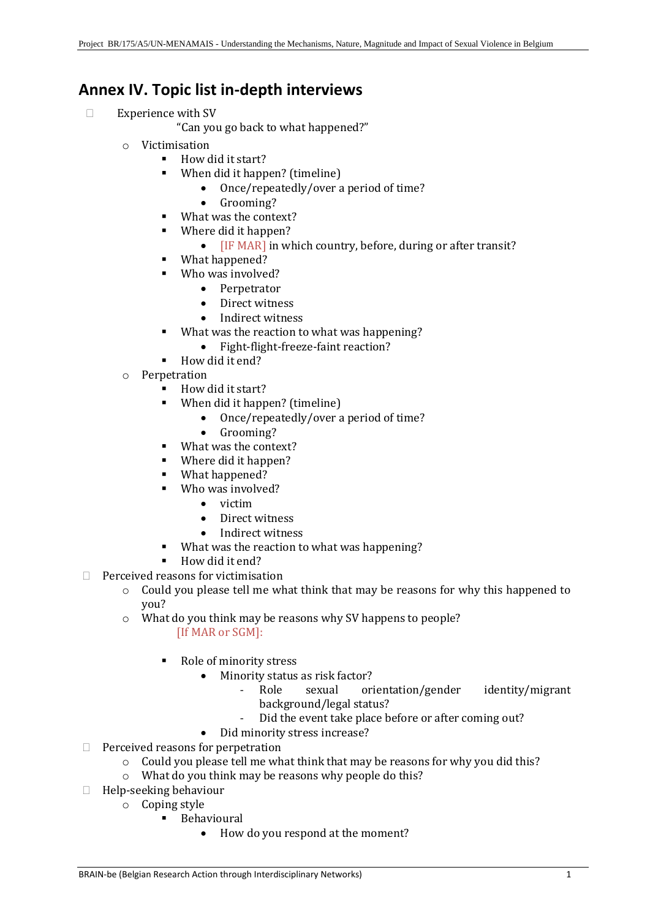# Annex IV. Topic list in-depth interviews

- Experience with SV

  "Can you go back to what happened?"

  - Victimisation
    - How did it start?
    - When did it happen? (timeline)
      - Once/repeatedly/over a period of time?
      - Grooming?
    - What was the context?
    - Where did it happen?
      - [IF MAR] in which country, before, during or after transit?
    - What happened?
    - Who was involved?
      - Perpetrator
      - Direct witness
      - Indirect witness
    - What was the reaction to what was happening?
      - Fight-flight-freeze-faint reaction?
    - How did it end?
  - Perpetration
    - How did it start?
    - When did it happen? (timeline)
      - Once/repeatedly/over a period of time?
      - Grooming?
    - What was the context?
    - Where did it happen?
    - What happened?
    - Who was involved?
      - victim
      - Direct witness
      - Indirect witness
    - What was the reaction to what was happening?
    - How did it end?
- Perceived reasons for victimisation
  - Could you please tell me what think that may be reasons for why this happened to you?
  - What do you think may be reasons why SV happens to people?

    [If MAR or SGM]:

    - Role of minority stress
      - Minority status as risk factor?
        - Role sexual orientation/gender identity/migrant background/legal status?
        - Did the event take place before or after coming out?
      - Did minority stress increase?
- Perceived reasons for perpetration
  - Could you please tell me what think that may be reasons for why you did this?
  - What do you think may be reasons why people do this?
- Help-seeking behaviour
  - Coping style
    - Behavioural
      - How do you respond at the moment?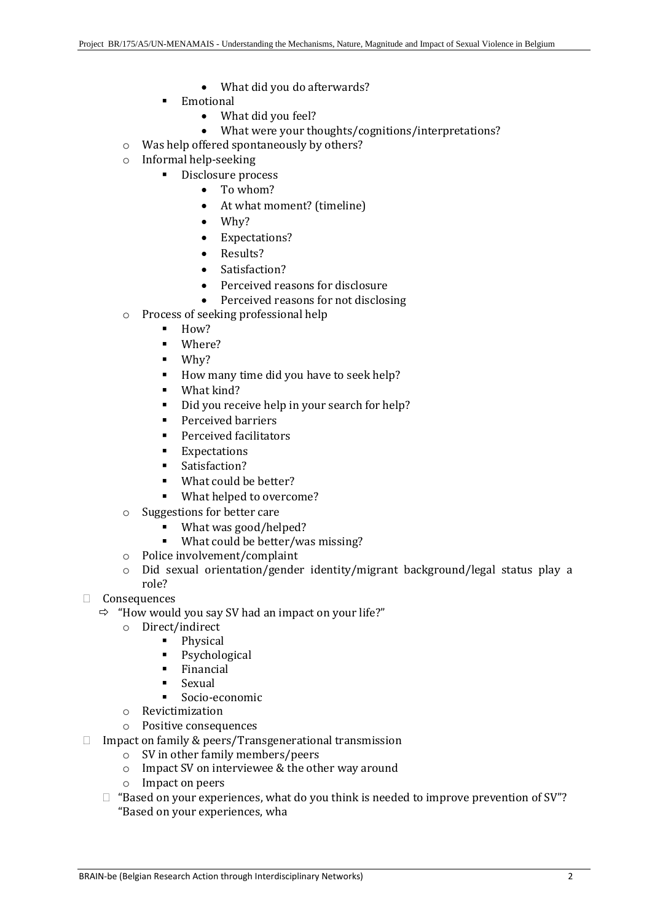- What did you do afterwards?
  - Emotional
    - What did you feel?
    - What were your thoughts/cognitions/interpretations?
- Was help offered spontaneously by others?
- Informal help-seeking
  - Disclosure process
    - To whom?
    - At what moment? (timeline)
    - Why?
    - Expectations?
    - Results?
    - Satisfaction?
    - Perceived reasons for disclosure
    - Perceived reasons for not disclosing
- Process of seeking professional help
  - How?
  - Where?
  - Why?
  - How many time did you have to seek help?
  - What kind?
  - Did you receive help in your search for help?
  - Perceived barriers
  - Perceived facilitators
  - Expectations
  - Satisfaction?
  - What could be better?
  - What helped to overcome?
- Suggestions for better care
  - What was good/helped?
  - What could be better/was missing?
- Police involvement/complaint
- Did sexual orientation/gender identity/migrant background/legal status play a role?

- Consequences
  - ⇨ "How would you say SV had an impact on your life?"
    - Direct/indirect
      - Physical
      - Psychological
      - Financial
      - Sexual
      - Socio-economic
    - Revictimization
    - Positive consequences
- Impact on family & peers/Transgenerational transmission
  - SV in other family members/peers
  - Impact SV on interviewee & the other way around
  - Impact on peers
  - "Based on your experiences, what do you think is needed to improve prevention of SV"? "Based on your experiences, wha